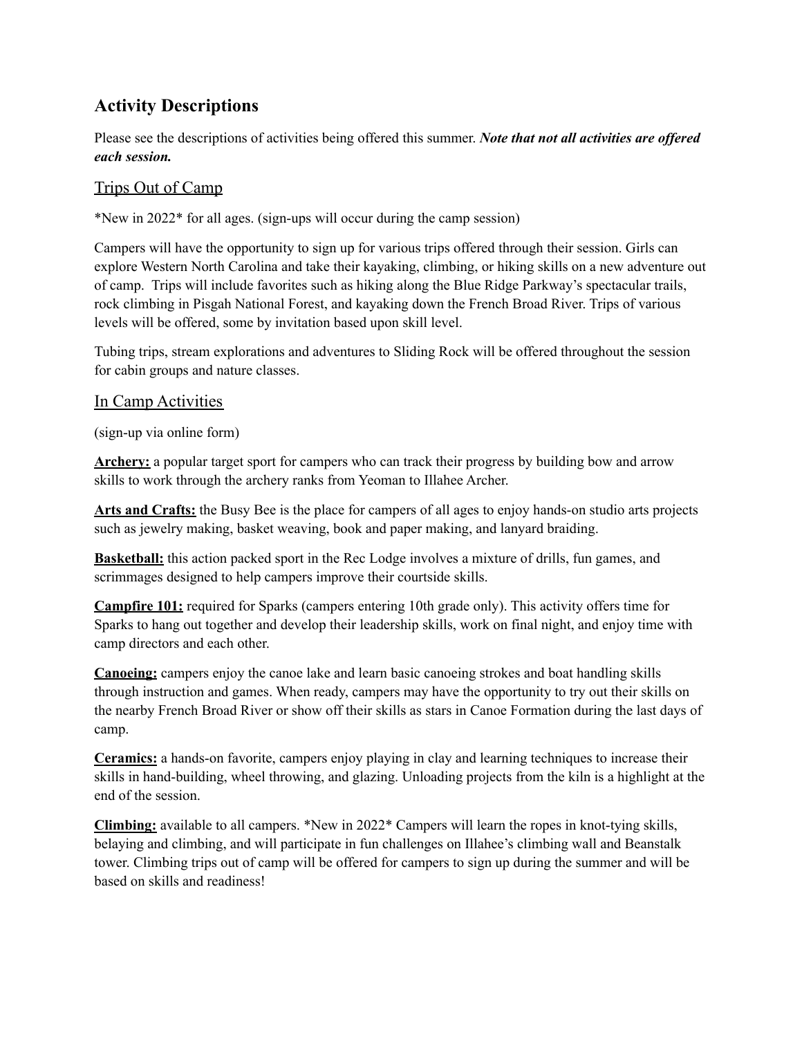## Activity Descriptions

Please see the descriptions of activities being offered this summer. ***Note that not all activities are offered each session.***

### Trips Out of Camp

*New in 2022* for all ages. (sign-ups will occur during the camp session)

Campers will have the opportunity to sign up for various trips offered through their session. Girls can explore Western North Carolina and take their kayaking, climbing, or hiking skills on a new adventure out of camp. Trips will include favorites such as hiking along the Blue Ridge Parkway's spectacular trails, rock climbing in Pisgah National Forest, and kayaking down the French Broad River. Trips of various levels will be offered, some by invitation based upon skill level.

Tubing trips, stream explorations and adventures to Sliding Rock will be offered throughout the session for cabin groups and nature classes.

### In Camp Activities

(sign-up via online form)

**Archery:** a popular target sport for campers who can track their progress by building bow and arrow skills to work through the archery ranks from Yeoman to Illahee Archer.

**Arts and Crafts:** the Busy Bee is the place for campers of all ages to enjoy hands-on studio arts projects such as jewelry making, basket weaving, book and paper making, and lanyard braiding.

**Basketball:** this action packed sport in the Rec Lodge involves a mixture of drills, fun games, and scrimmages designed to help campers improve their courtside skills.

**Campfire 101:** required for Sparks (campers entering 10th grade only). This activity offers time for Sparks to hang out together and develop their leadership skills, work on final night, and enjoy time with camp directors and each other.

**Canoeing:** campers enjoy the canoe lake and learn basic canoeing strokes and boat handling skills through instruction and games. When ready, campers may have the opportunity to try out their skills on the nearby French Broad River or show off their skills as stars in Canoe Formation during the last days of camp.

**Ceramics:** a hands-on favorite, campers enjoy playing in clay and learning techniques to increase their skills in hand-building, wheel throwing, and glazing. Unloading projects from the kiln is a highlight at the end of the session.

**Climbing:** available to all campers. *New in 2022* Campers will learn the ropes in knot-tying skills, belaying and climbing, and will participate in fun challenges on Illahee's climbing wall and Beanstalk tower. Climbing trips out of camp will be offered for campers to sign up during the summer and will be based on skills and readiness!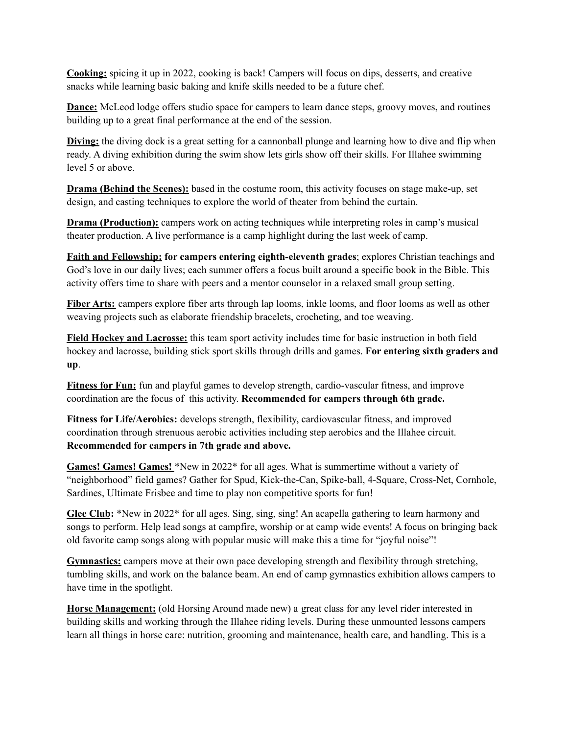**Cooking:** spicing it up in 2022, cooking is back! Campers will focus on dips, desserts, and creative snacks while learning basic baking and knife skills needed to be a future chef.

**Dance:** McLeod lodge offers studio space for campers to learn dance steps, groovy moves, and routines building up to a great final performance at the end of the session.

**Diving:** the diving dock is a great setting for a cannonball plunge and learning how to dive and flip when ready. A diving exhibition during the swim show lets girls show off their skills. For Illahee swimming level 5 or above.

**Drama (Behind the Scenes):** based in the costume room, this activity focuses on stage make-up, set design, and casting techniques to explore the world of theater from behind the curtain.

**Drama (Production):** campers work on acting techniques while interpreting roles in camp's musical theater production. A live performance is a camp highlight during the last week of camp.

**Faith and Fellowship:** **for campers entering eighth-eleventh grades**; explores Christian teachings and God's love in our daily lives; each summer offers a focus built around a specific book in the Bible. This activity offers time to share with peers and a mentor counselor in a relaxed small group setting.

**Fiber Arts:** campers explore fiber arts through lap looms, inkle looms, and floor looms as well as other weaving projects such as elaborate friendship bracelets, crocheting, and toe weaving.

**Field Hockey and Lacrosse:** this team sport activity includes time for basic instruction in both field hockey and lacrosse, building stick sport skills through drills and games. **For entering sixth graders and up**.

**Fitness for Fun:** fun and playful games to develop strength, cardio-vascular fitness, and improve coordination are the focus of this activity. **Recommended for campers through 6th grade.**

**Fitness for Life/Aerobics:** develops strength, flexibility, cardiovascular fitness, and improved coordination through strenuous aerobic activities including step aerobics and the Illahee circuit. **Recommended for campers in 7th grade and above.**

**Games! Games! Games!** *New in 2022* for all ages. What is summertime without a variety of "neighborhood" field games? Gather for Spud, Kick-the-Can, Spike-ball, 4-Square, Cross-Net, Cornhole, Sardines, Ultimate Frisbee and time to play non competitive sports for fun!

**Glee Club:** *New in 2022* for all ages. Sing, sing, sing! An acapella gathering to learn harmony and songs to perform. Help lead songs at campfire, worship or at camp wide events! A focus on bringing back old favorite camp songs along with popular music will make this a time for "joyful noise"!

**Gymnastics:** campers move at their own pace developing strength and flexibility through stretching, tumbling skills, and work on the balance beam. An end of camp gymnastics exhibition allows campers to have time in the spotlight.

**Horse Management:** (old Horsing Around made new) a great class for any level rider interested in building skills and working through the Illahee riding levels. During these unmounted lessons campers learn all things in horse care: nutrition, grooming and maintenance, health care, and handling. This is a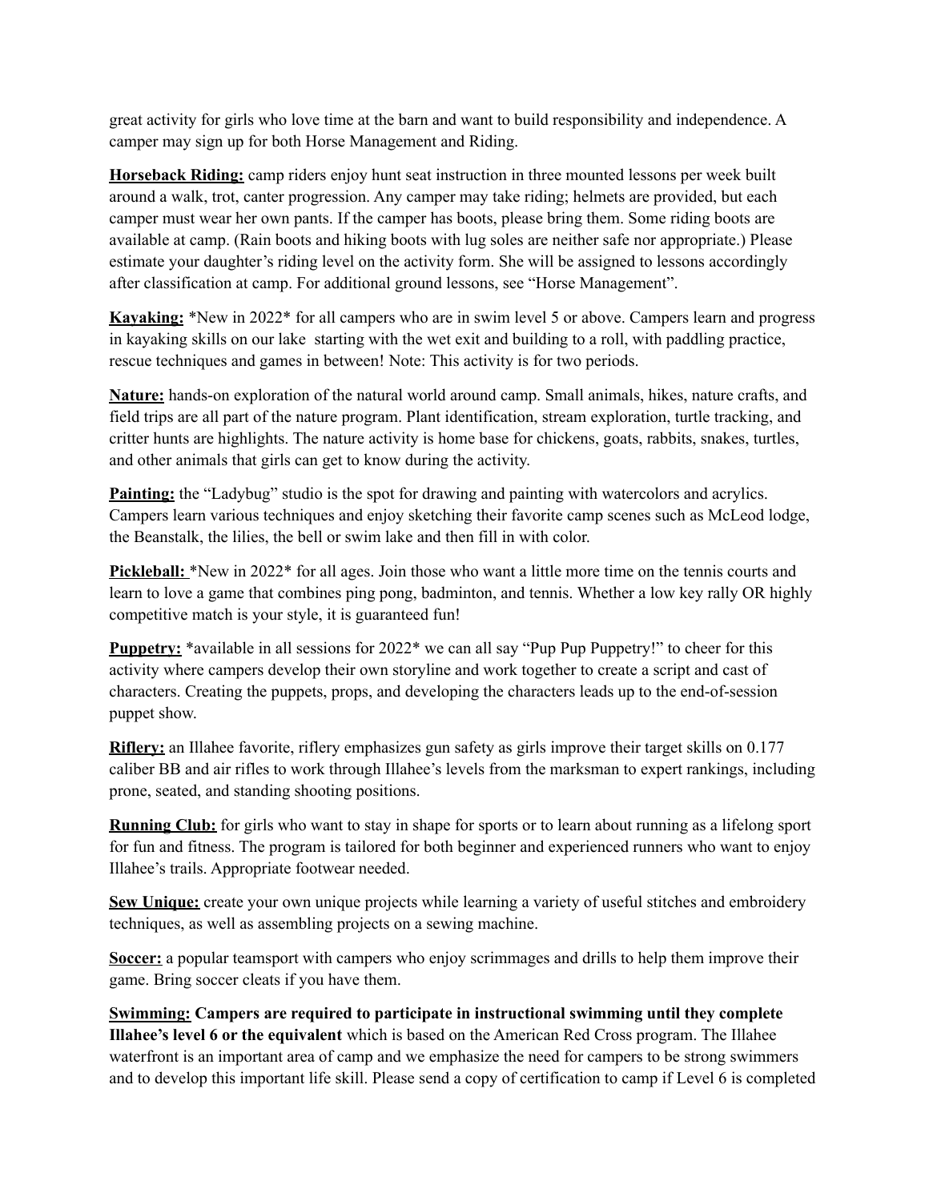great activity for girls who love time at the barn and want to build responsibility and independence. A camper may sign up for both Horse Management and Riding.

**Horseback Riding:** camp riders enjoy hunt seat instruction in three mounted lessons per week built around a walk, trot, canter progression. Any camper may take riding; helmets are provided, but each camper must wear her own pants. If the camper has boots, please bring them. Some riding boots are available at camp. (Rain boots and hiking boots with lug soles are neither safe nor appropriate.) Please estimate your daughter's riding level on the activity form. She will be assigned to lessons accordingly after classification at camp. For additional ground lessons, see "Horse Management".

**Kayaking:** *New in 2022* for all campers who are in swim level 5 or above. Campers learn and progress in kayaking skills on our lake starting with the wet exit and building to a roll, with paddling practice, rescue techniques and games in between! Note: This activity is for two periods.

**Nature:** hands-on exploration of the natural world around camp. Small animals, hikes, nature crafts, and field trips are all part of the nature program. Plant identification, stream exploration, turtle tracking, and critter hunts are highlights. The nature activity is home base for chickens, goats, rabbits, snakes, turtles, and other animals that girls can get to know during the activity.

**Painting:** the "Ladybug" studio is the spot for drawing and painting with watercolors and acrylics. Campers learn various techniques and enjoy sketching their favorite camp scenes such as McLeod lodge, the Beanstalk, the lilies, the bell or swim lake and then fill in with color.

**Pickleball:** *New in 2022* for all ages. Join those who want a little more time on the tennis courts and learn to love a game that combines ping pong, badminton, and tennis. Whether a low key rally OR highly competitive match is your style, it is guaranteed fun!

**Puppetry:** *available in all sessions for 2022* we can all say "Pup Pup Puppetry!" to cheer for this activity where campers develop their own storyline and work together to create a script and cast of characters. Creating the puppets, props, and developing the characters leads up to the end-of-session puppet show.

**Riflery:** an Illahee favorite, riflery emphasizes gun safety as girls improve their target skills on 0.177 caliber BB and air rifles to work through Illahee's levels from the marksman to expert rankings, including prone, seated, and standing shooting positions.

**Running Club:** for girls who want to stay in shape for sports or to learn about running as a lifelong sport for fun and fitness. The program is tailored for both beginner and experienced runners who want to enjoy Illahee's trails. Appropriate footwear needed.

**Sew Unique:** create your own unique projects while learning a variety of useful stitches and embroidery techniques, as well as assembling projects on a sewing machine.

**Soccer:** a popular teamsport with campers who enjoy scrimmages and drills to help them improve their game. Bring soccer cleats if you have them.

**Swimming:** **Campers are required to participate in instructional swimming until they complete Illahee's level 6 or the equivalent** which is based on the American Red Cross program. The Illahee waterfront is an important area of camp and we emphasize the need for campers to be strong swimmers and to develop this important life skill. Please send a copy of certification to camp if Level 6 is completed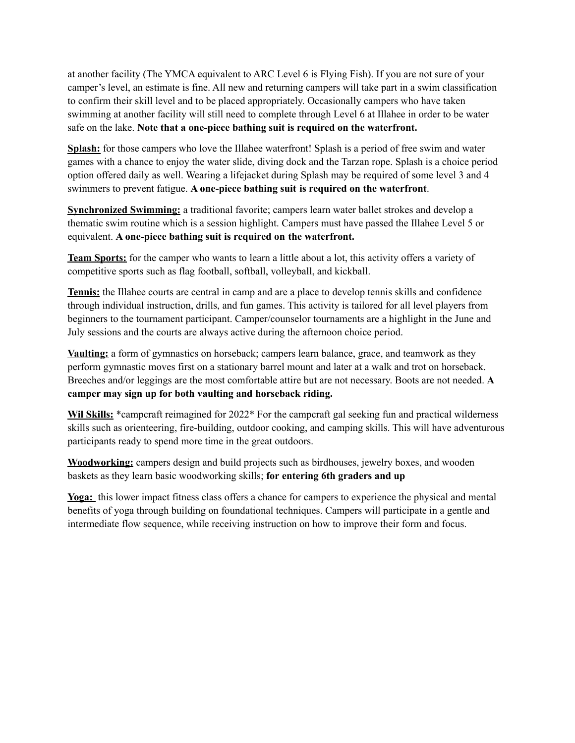at another facility (The YMCA equivalent to ARC Level 6 is Flying Fish). If you are not sure of your camper's level, an estimate is fine. All new and returning campers will take part in a swim classification to confirm their skill level and to be placed appropriately. Occasionally campers who have taken swimming at another facility will still need to complete through Level 6 at Illahee in order to be water safe on the lake. **Note that a one-piece bathing suit is required on the waterfront.**

**Splash:** for those campers who love the Illahee waterfront! Splash is a period of free swim and water games with a chance to enjoy the water slide, diving dock and the Tarzan rope. Splash is a choice period option offered daily as well. Wearing a lifejacket during Splash may be required of some level 3 and 4 swimmers to prevent fatigue. **A one-piece bathing suit is required on the waterfront**.

**Synchronized Swimming:** a traditional favorite; campers learn water ballet strokes and develop a thematic swim routine which is a session highlight. Campers must have passed the Illahee Level 5 or equivalent. **A one-piece bathing suit is required on the waterfront.**

**Team Sports:** for the camper who wants to learn a little about a lot, this activity offers a variety of competitive sports such as flag football, softball, volleyball, and kickball.

**Tennis:** the Illahee courts are central in camp and are a place to develop tennis skills and confidence through individual instruction, drills, and fun games. This activity is tailored for all level players from beginners to the tournament participant. Camper/counselor tournaments are a highlight in the June and July sessions and the courts are always active during the afternoon choice period.

**Vaulting:** a form of gymnastics on horseback; campers learn balance, grace, and teamwork as they perform gymnastic moves first on a stationary barrel mount and later at a walk and trot on horseback. Breeches and/or leggings are the most comfortable attire but are not necessary. Boots are not needed. **A camper may sign up for both vaulting and horseback riding.**

**Wil Skills:** *campcraft reimagined for 2022* For the campcraft gal seeking fun and practical wilderness skills such as orienteering, fire-building, outdoor cooking, and camping skills. This will have adventurous participants ready to spend more time in the great outdoors.

**Woodworking:** campers design and build projects such as birdhouses, jewelry boxes, and wooden baskets as they learn basic woodworking skills; **for entering 6th graders and up**

**Yoga:** this lower impact fitness class offers a chance for campers to experience the physical and mental benefits of yoga through building on foundational techniques. Campers will participate in a gentle and intermediate flow sequence, while receiving instruction on how to improve their form and focus.